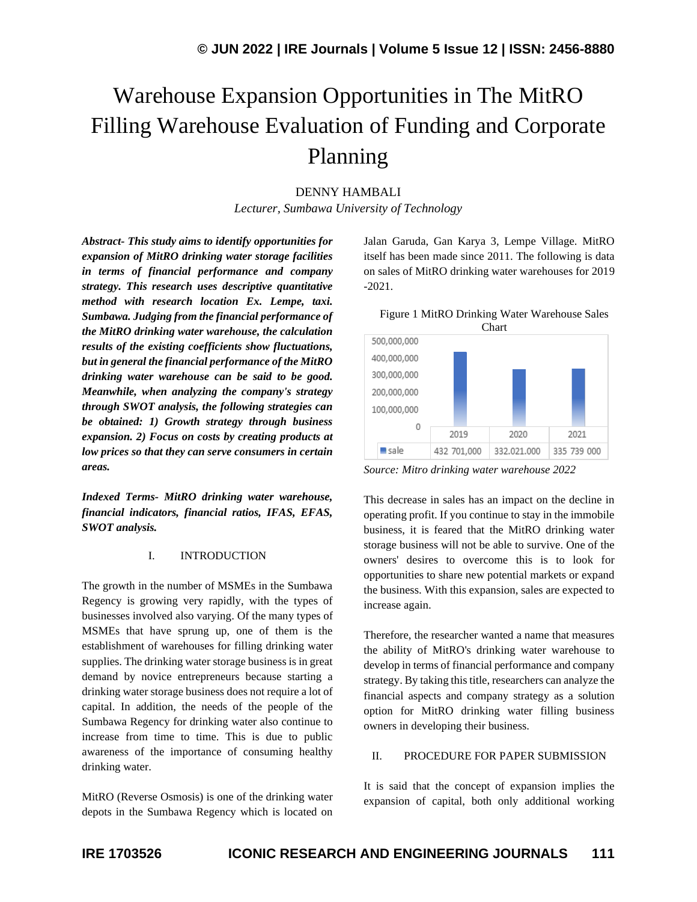# Warehouse Expansion Opportunities in The MitRO Filling Warehouse Evaluation of Funding and Corporate Planning

DENNY HAMBALI

*Lecturer, Sumbawa University of Technology*

***Abstract- This study aims to identify opportunities for expansion of MitRO drinking water storage facilities in terms of financial performance and company strategy. This research uses descriptive quantitative method with research location Ex. Lempe, taxi. Sumbawa. Judging from the financial performance of the MitRO drinking water warehouse, the calculation results of the existing coefficients show fluctuations, but in general the financial performance of the MitRO drinking water warehouse can be said to be good. Meanwhile, when analyzing the company's strategy through SWOT analysis, the following strategies can be obtained: 1) Growth strategy through business expansion. 2) Focus on costs by creating products at low prices so that they can serve consumers in certain areas.***

***Indexed Terms- MitRO drinking water warehouse, financial indicators, financial ratios, IFAS, EFAS, SWOT analysis.***

## I. INTRODUCTION

The growth in the number of MSMEs in the Sumbawa Regency is growing very rapidly, with the types of businesses involved also varying. Of the many types of MSMEs that have sprung up, one of them is the establishment of warehouses for filling drinking water supplies. The drinking water storage business is in great demand by novice entrepreneurs because starting a drinking water storage business does not require a lot of capital. In addition, the needs of the people of the Sumbawa Regency for drinking water also continue to increase from time to time. This is due to public awareness of the importance of consuming healthy drinking water.

MitRO (Reverse Osmosis) is one of the drinking water depots in the Sumbawa Regency which is located on Jalan Garuda, Gan Karya 3, Lempe Village. MitRO itself has been made since 2011. The following is data on sales of MitRO drinking water warehouses for 2019 -2021.

Figure 1 MitRO Drinking Water Warehouse Sales Chart

| | 2019 | 2020 | 2021 |
|---|---|---|---|
| sale | 432 701,000 | 332.021.000 | 335 739 000 |

*Source: Mitro drinking water warehouse 2022*

This decrease in sales has an impact on the decline in operating profit. If you continue to stay in the immobile business, it is feared that the MitRO drinking water storage business will not be able to survive. One of the owners' desires to overcome this is to look for opportunities to share new potential markets or expand the business. With this expansion, sales are expected to increase again.

Therefore, the researcher wanted a name that measures the ability of MitRO's drinking water warehouse to develop in terms of financial performance and company strategy. By taking this title, researchers can analyze the financial aspects and company strategy as a solution option for MitRO drinking water filling business owners in developing their business.

## II. PROCEDURE FOR PAPER SUBMISSION

It is said that the concept of expansion implies the expansion of capital, both only additional working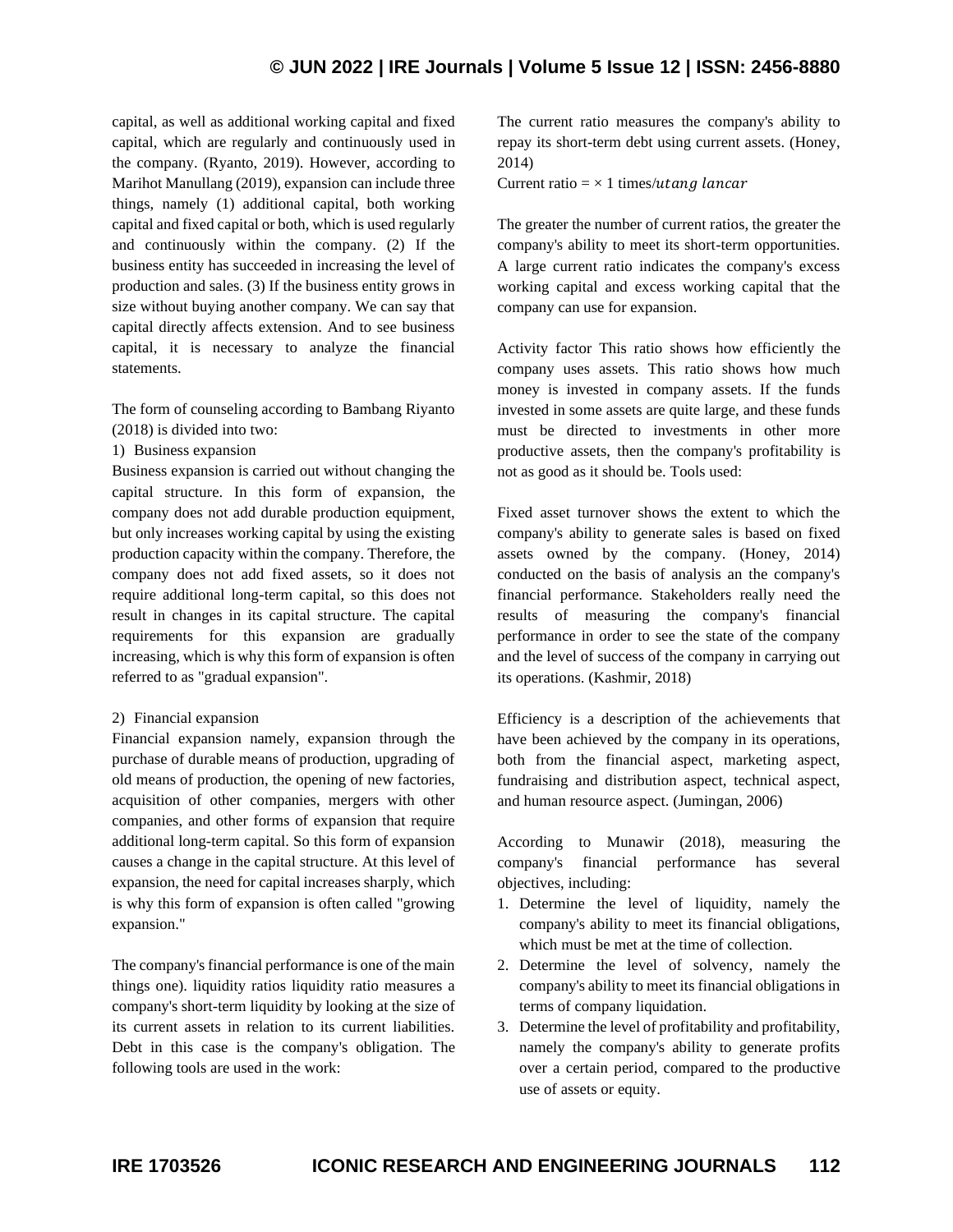capital, as well as additional working capital and fixed capital, which are regularly and continuously used in the company. (Ryanto, 2019). However, according to Marihot Manullang (2019), expansion can include three things, namely (1) additional capital, both working capital and fixed capital or both, which is used regularly and continuously within the company. (2) If the business entity has succeeded in increasing the level of production and sales. (3) If the business entity grows in size without buying another company. We can say that capital directly affects extension. And to see business capital, it is necessary to analyze the financial statements.

The form of counseling according to Bambang Riyanto (2018) is divided into two:

1) Business expansion

Business expansion is carried out without changing the capital structure. In this form of expansion, the company does not add durable production equipment, but only increases working capital by using the existing production capacity within the company. Therefore, the company does not add fixed assets, so it does not require additional long-term capital, so this does not result in changes in its capital structure. The capital requirements for this expansion are gradually increasing, which is why this form of expansion is often referred to as "gradual expansion".

2) Financial expansion

Financial expansion namely, expansion through the purchase of durable means of production, upgrading of old means of production, the opening of new factories, acquisition of other companies, mergers with other companies, and other forms of expansion that require additional long-term capital. So this form of expansion causes a change in the capital structure. At this level of expansion, the need for capital increases sharply, which is why this form of expansion is often called "growing expansion."

The company's financial performance is one of the main things one). liquidity ratios liquidity ratio measures a company's short-term liquidity by looking at the size of its current assets in relation to its current liabilities. Debt in this case is the company's obligation. The following tools are used in the work:

The current ratio measures the company's ability to repay its short-term debt using current assets. (Honey, 2014)

Current ratio = × 1 times/$utang\ lancar$

The greater the number of current ratios, the greater the company's ability to meet its short-term opportunities. A large current ratio indicates the company's excess working capital and excess working capital that the company can use for expansion.

Activity factor This ratio shows how efficiently the company uses assets. This ratio shows how much money is invested in company assets. If the funds invested in some assets are quite large, and these funds must be directed to investments in other more productive assets, then the company's profitability is not as good as it should be. Tools used:

Fixed asset turnover shows the extent to which the company's ability to generate sales is based on fixed assets owned by the company. (Honey, 2014) conducted on the basis of analysis an the company's financial performance. Stakeholders really need the results of measuring the company's financial performance in order to see the state of the company and the level of success of the company in carrying out its operations. (Kashmir, 2018)

Efficiency is a description of the achievements that have been achieved by the company in its operations, both from the financial aspect, marketing aspect, fundraising and distribution aspect, technical aspect, and human resource aspect. (Jumingan, 2006)

According to Munawir (2018), measuring the company's financial performance has several objectives, including:

1. Determine the level of liquidity, namely the company's ability to meet its financial obligations, which must be met at the time of collection.
2. Determine the level of solvency, namely the company's ability to meet its financial obligations in terms of company liquidation.
3. Determine the level of profitability and profitability, namely the company's ability to generate profits over a certain period, compared to the productive use of assets or equity.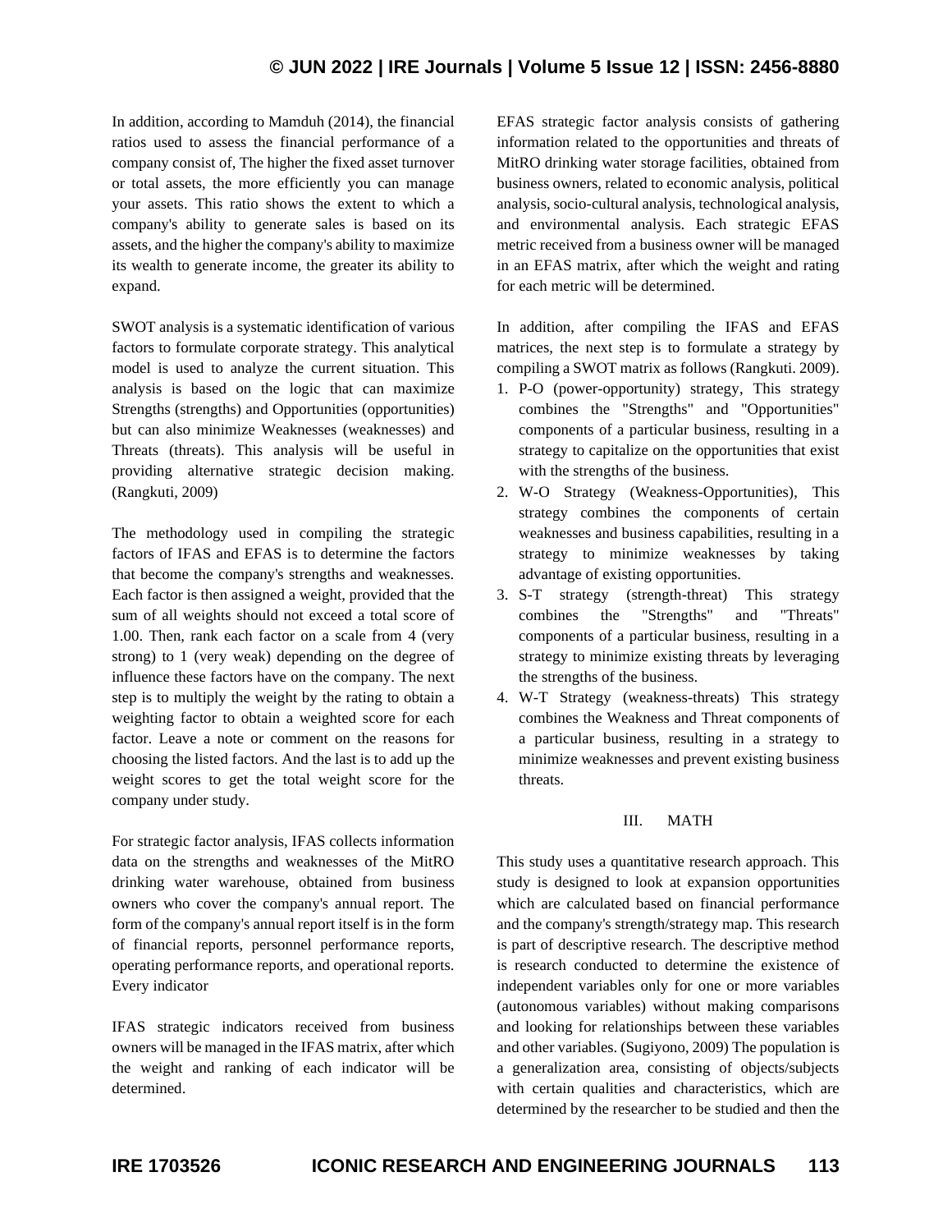In addition, according to Mamduh (2014), the financial ratios used to assess the financial performance of a company consist of, The higher the fixed asset turnover or total assets, the more efficiently you can manage your assets. This ratio shows the extent to which a company's ability to generate sales is based on its assets, and the higher the company's ability to maximize its wealth to generate income, the greater its ability to expand.

SWOT analysis is a systematic identification of various factors to formulate corporate strategy. This analytical model is used to analyze the current situation. This analysis is based on the logic that can maximize Strengths (strengths) and Opportunities (opportunities) but can also minimize Weaknesses (weaknesses) and Threats (threats). This analysis will be useful in providing alternative strategic decision making. (Rangkuti, 2009)

The methodology used in compiling the strategic factors of IFAS and EFAS is to determine the factors that become the company's strengths and weaknesses. Each factor is then assigned a weight, provided that the sum of all weights should not exceed a total score of 1.00. Then, rank each factor on a scale from 4 (very strong) to 1 (very weak) depending on the degree of influence these factors have on the company. The next step is to multiply the weight by the rating to obtain a weighting factor to obtain a weighted score for each factor. Leave a note or comment on the reasons for choosing the listed factors. And the last is to add up the weight scores to get the total weight score for the company under study.

For strategic factor analysis, IFAS collects information data on the strengths and weaknesses of the MitRO drinking water warehouse, obtained from business owners who cover the company's annual report. The form of the company's annual report itself is in the form of financial reports, personnel performance reports, operating performance reports, and operational reports. Every indicator

IFAS strategic indicators received from business owners will be managed in the IFAS matrix, after which the weight and ranking of each indicator will be determined.

EFAS strategic factor analysis consists of gathering information related to the opportunities and threats of MitRO drinking water storage facilities, obtained from business owners, related to economic analysis, political analysis, socio-cultural analysis, technological analysis, and environmental analysis. Each strategic EFAS metric received from a business owner will be managed in an EFAS matrix, after which the weight and rating for each metric will be determined.

In addition, after compiling the IFAS and EFAS matrices, the next step is to formulate a strategy by compiling a SWOT matrix as follows (Rangkuti. 2009).

1. P-O (power-opportunity) strategy, This strategy combines the "Strengths" and "Opportunities" components of a particular business, resulting in a strategy to capitalize on the opportunities that exist with the strengths of the business.
2. W-O Strategy (Weakness-Opportunities), This strategy combines the components of certain weaknesses and business capabilities, resulting in a strategy to minimize weaknesses by taking advantage of existing opportunities.
3. S-T strategy (strength-threat) This strategy combines the "Strengths" and "Threats" components of a particular business, resulting in a strategy to minimize existing threats by leveraging the strengths of the business.
4. W-T Strategy (weakness-threats) This strategy combines the Weakness and Threat components of a particular business, resulting in a strategy to minimize weaknesses and prevent existing business threats.

## III. MATH

This study uses a quantitative research approach. This study is designed to look at expansion opportunities which are calculated based on financial performance and the company's strength/strategy map. This research is part of descriptive research. The descriptive method is research conducted to determine the existence of independent variables only for one or more variables (autonomous variables) without making comparisons and looking for relationships between these variables and other variables. (Sugiyono, 2009) The population is a generalization area, consisting of objects/subjects with certain qualities and characteristics, which are determined by the researcher to be studied and then the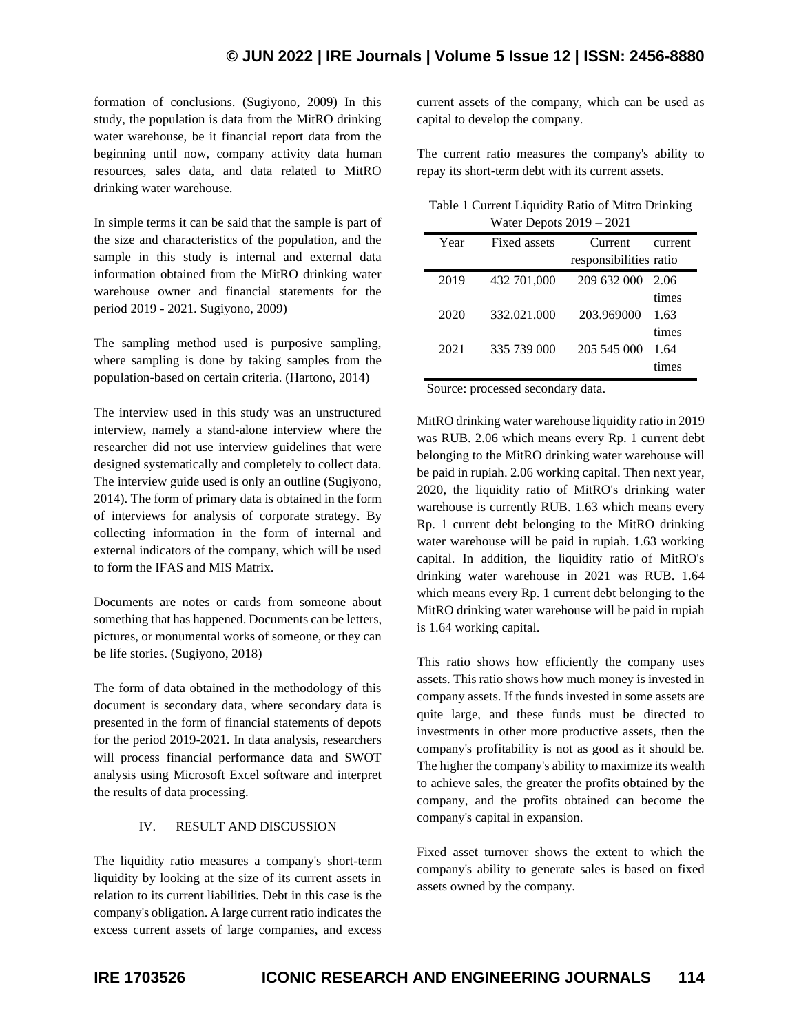formation of conclusions. (Sugiyono, 2009) In this study, the population is data from the MitRO drinking water warehouse, be it financial report data from the beginning until now, company activity data human resources, sales data, and data related to MitRO drinking water warehouse.

In simple terms it can be said that the sample is part of the size and characteristics of the population, and the sample in this study is internal and external data information obtained from the MitRO drinking water warehouse owner and financial statements for the period 2019 - 2021. Sugiyono, 2009)

The sampling method used is purposive sampling, where sampling is done by taking samples from the population-based on certain criteria. (Hartono, 2014)

The interview used in this study was an unstructured interview, namely a stand-alone interview where the researcher did not use interview guidelines that were designed systematically and completely to collect data. The interview guide used is only an outline (Sugiyono, 2014). The form of primary data is obtained in the form of interviews for analysis of corporate strategy. By collecting information in the form of internal and external indicators of the company, which will be used to form the IFAS and MIS Matrix.

Documents are notes or cards from someone about something that has happened. Documents can be letters, pictures, or monumental works of someone, or they can be life stories. (Sugiyono, 2018)

The form of data obtained in the methodology of this document is secondary data, where secondary data is presented in the form of financial statements of depots for the period 2019-2021. In data analysis, researchers will process financial performance data and SWOT analysis using Microsoft Excel software and interpret the results of data processing.

## IV. RESULT AND DISCUSSION

The liquidity ratio measures a company's short-term liquidity by looking at the size of its current assets in relation to its current liabilities. Debt in this case is the company's obligation. A large current ratio indicates the excess current assets of large companies, and excess current assets of the company, which can be used as capital to develop the company.

The current ratio measures the company's ability to repay its short-term debt with its current assets.

Table 1 Current Liquidity Ratio of Mitro Drinking Water Depots 2019 – 2021

| Year | Fixed assets | Current responsibilities | current ratio |
|---|---|---|---|
| 2019 | 432 701,000 | 209 632 000 | 2.06 times |
| 2020 | 332.021.000 | 203.969000 | 1.63 times |
| 2021 | 335 739 000 | 205 545 000 | 1.64 times |

Source: processed secondary data.

MitRO drinking water warehouse liquidity ratio in 2019 was RUB. 2.06 which means every Rp. 1 current debt belonging to the MitRO drinking water warehouse will be paid in rupiah. 2.06 working capital. Then next year, 2020, the liquidity ratio of MitRO's drinking water warehouse is currently RUB. 1.63 which means every Rp. 1 current debt belonging to the MitRO drinking water warehouse will be paid in rupiah. 1.63 working capital. In addition, the liquidity ratio of MitRO's drinking water warehouse in 2021 was RUB. 1.64 which means every Rp. 1 current debt belonging to the MitRO drinking water warehouse will be paid in rupiah is 1.64 working capital.

This ratio shows how efficiently the company uses assets. This ratio shows how much money is invested in company assets. If the funds invested in some assets are quite large, and these funds must be directed to investments in other more productive assets, then the company's profitability is not as good as it should be. The higher the company's ability to maximize its wealth to achieve sales, the greater the profits obtained by the company, and the profits obtained can become the company's capital in expansion.

Fixed asset turnover shows the extent to which the company's ability to generate sales is based on fixed assets owned by the company.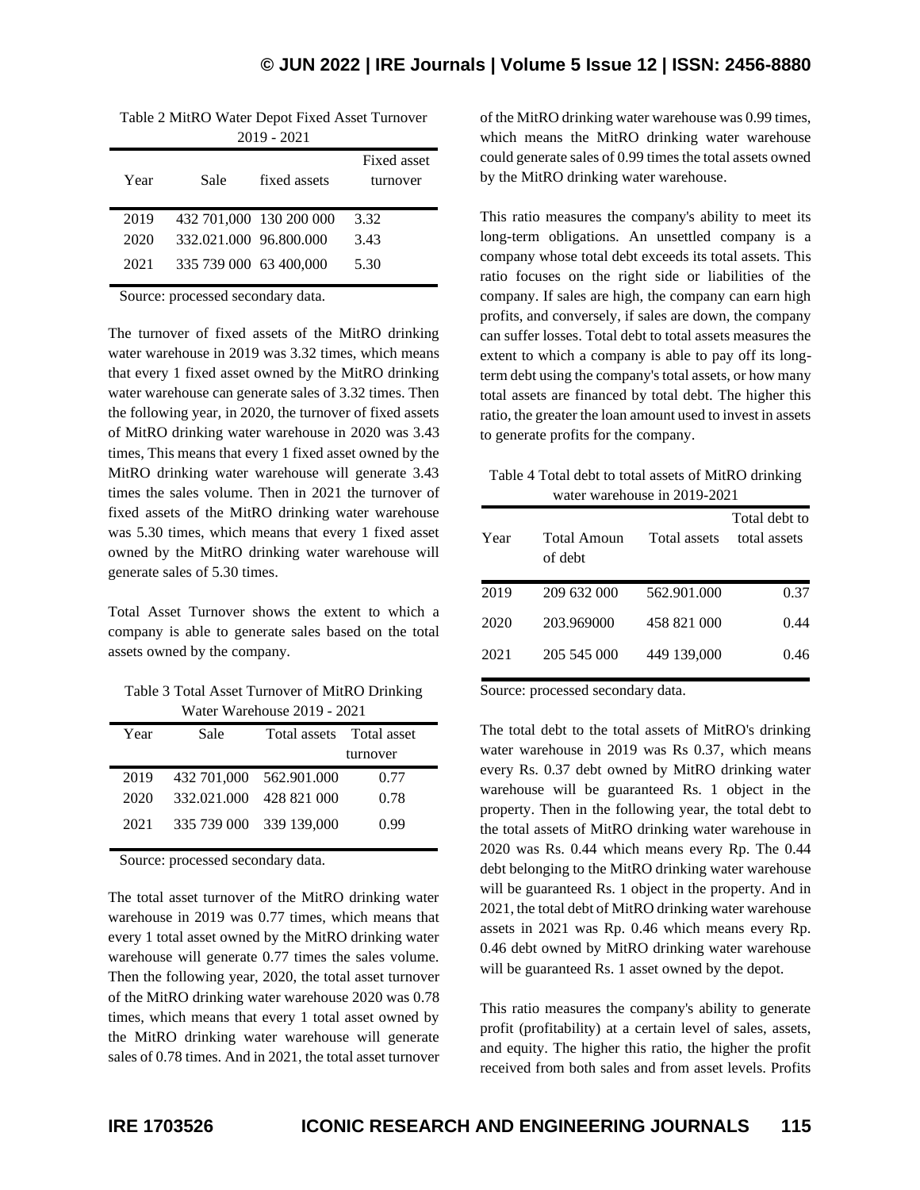Table 2 MitRO Water Depot Fixed Asset Turnover 2019 - 2021

| Year | Sale | fixed assets | Fixed asset turnover |
|---|---|---|---|
| 2019 | 432 701,000 | 130 200 000 | 3.32 |
| 2020 | 332.021.000 | 96.800.000 | 3.43 |
| 2021 | 335 739 000 | 63 400,000 | 5.30 |

Source: processed secondary data.

The turnover of fixed assets of the MitRO drinking water warehouse in 2019 was 3.32 times, which means that every 1 fixed asset owned by the MitRO drinking water warehouse can generate sales of 3.32 times. Then the following year, in 2020, the turnover of fixed assets of MitRO drinking water warehouse in 2020 was 3.43 times, This means that every 1 fixed asset owned by the MitRO drinking water warehouse will generate 3.43 times the sales volume. Then in 2021 the turnover of fixed assets of the MitRO drinking water warehouse was 5.30 times, which means that every 1 fixed asset owned by the MitRO drinking water warehouse will generate sales of 5.30 times.

Total Asset Turnover shows the extent to which a company is able to generate sales based on the total assets owned by the company.

Table 3 Total Asset Turnover of MitRO Drinking Water Warehouse 2019 - 2021

| Year | Sale | Total assets | Total asset turnover |
|---|---|---|---|
| 2019 | 432 701,000 | 562.901.000 | 0.77 |
| 2020 | 332.021.000 | 428 821 000 | 0.78 |
| 2021 | 335 739 000 | 339 139,000 | 0.99 |

Source: processed secondary data.

The total asset turnover of the MitRO drinking water warehouse in 2019 was 0.77 times, which means that every 1 total asset owned by the MitRO drinking water warehouse will generate 0.77 times the sales volume. Then the following year, 2020, the total asset turnover of the MitRO drinking water warehouse 2020 was 0.78 times, which means that every 1 total asset owned by the MitRO drinking water warehouse will generate sales of 0.78 times. And in 2021, the total asset turnover of the MitRO drinking water warehouse was 0.99 times, which means the MitRO drinking water warehouse could generate sales of 0.99 times the total assets owned by the MitRO drinking water warehouse.

This ratio measures the company's ability to meet its long-term obligations. An unsettled company is a company whose total debt exceeds its total assets. This ratio focuses on the right side or liabilities of the company. If sales are high, the company can earn high profits, and conversely, if sales are down, the company can suffer losses. Total debt to total assets measures the extent to which a company is able to pay off its long-term debt using the company's total assets, or how many total assets are financed by total debt. The higher this ratio, the greater the loan amount used to invest in assets to generate profits for the company.

Table 4 Total debt to total assets of MitRO drinking water warehouse in 2019-2021

| Year | Total Amoun of debt | Total assets | Total debt to total assets |
|---|---|---|---|
| 2019 | 209 632 000 | 562.901.000 | 0.37 |
| 2020 | 203.969000 | 458 821 000 | 0.44 |
| 2021 | 205 545 000 | 449 139,000 | 0.46 |

Source: processed secondary data.

The total debt to the total assets of MitRO's drinking water warehouse in 2019 was Rs 0.37, which means every Rs. 0.37 debt owned by MitRO drinking water warehouse will be guaranteed Rs. 1 object in the property. Then in the following year, the total debt to the total assets of MitRO drinking water warehouse in 2020 was Rs. 0.44 which means every Rp. The 0.44 debt belonging to the MitRO drinking water warehouse will be guaranteed Rs. 1 object in the property. And in 2021, the total debt of MitRO drinking water warehouse assets in 2021 was Rp. 0.46 which means every Rp. 0.46 debt owned by MitRO drinking water warehouse will be guaranteed Rs. 1 asset owned by the depot.

This ratio measures the company's ability to generate profit (profitability) at a certain level of sales, assets, and equity. The higher this ratio, the higher the profit received from both sales and from asset levels. Profits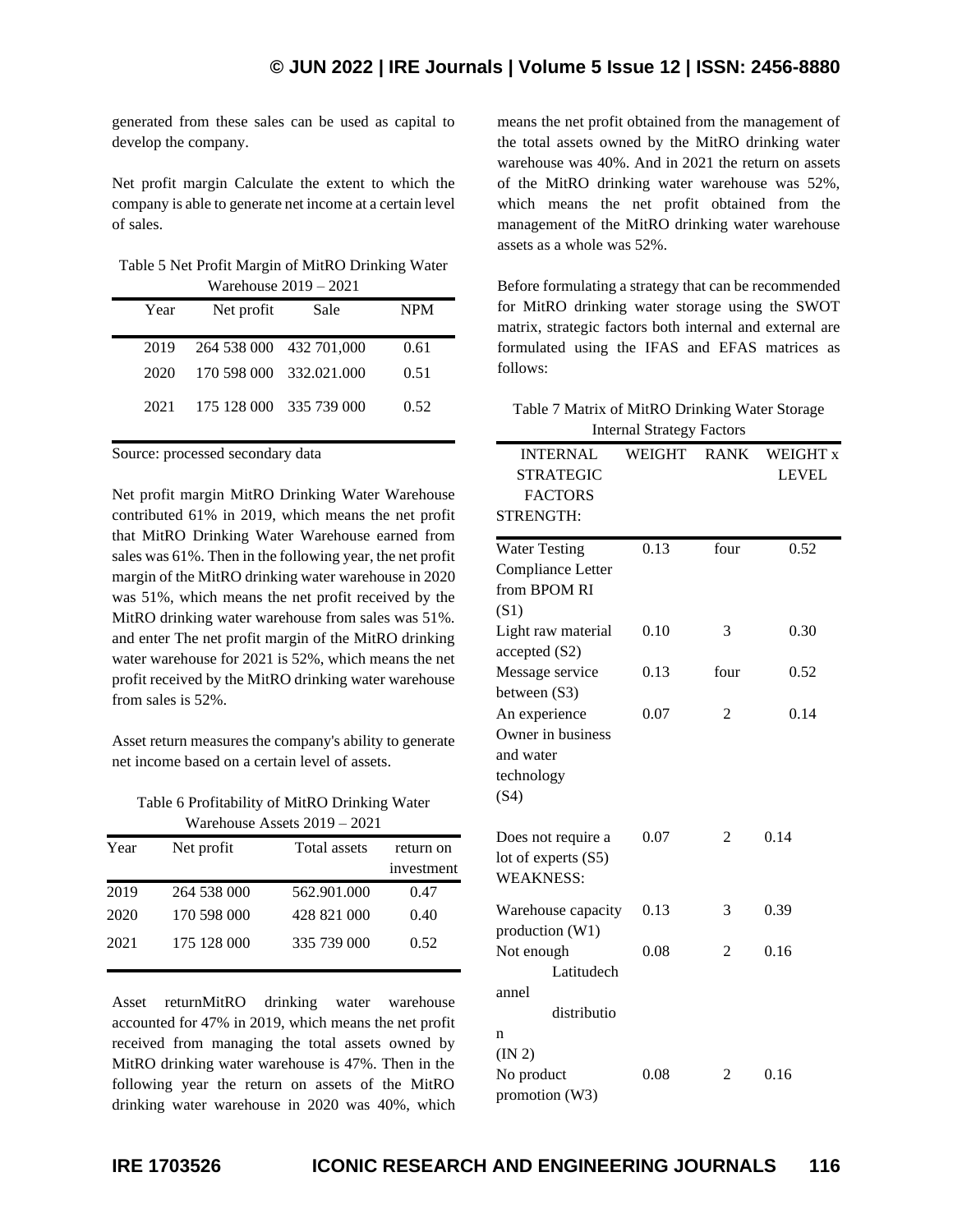generated from these sales can be used as capital to develop the company.

Net profit margin Calculate the extent to which the company is able to generate net income at a certain level of sales.

Table 5 Net Profit Margin of MitRO Drinking Water Warehouse 2019 – 2021

| Year | Net profit | Sale | NPM |
|---|---|---|---|
| 2019 | 264 538 000 | 432 701,000 | 0.61 |
| 2020 | 170 598 000 | 332.021.000 | 0.51 |
| 2021 | 175 128 000 | 335 739 000 | 0.52 |

Source: processed secondary data

Net profit margin MitRO Drinking Water Warehouse contributed 61% in 2019, which means the net profit that MitRO Drinking Water Warehouse earned from sales was 61%. Then in the following year, the net profit margin of the MitRO drinking water warehouse in 2020 was 51%, which means the net profit received by the MitRO drinking water warehouse from sales was 51%. and enter The net profit margin of the MitRO drinking water warehouse for 2021 is 52%, which means the net profit received by the MitRO drinking water warehouse from sales is 52%.

Asset return measures the company's ability to generate net income based on a certain level of assets.

Table 6 Profitability of MitRO Drinking Water Warehouse Assets 2019 – 2021

| Year | Net profit | Total assets | return on investment |
|---|---|---|---|
| 2019 | 264 538 000 | 562.901.000 | 0.47 |
| 2020 | 170 598 000 | 428 821 000 | 0.40 |
| 2021 | 175 128 000 | 335 739 000 | 0.52 |

Asset returnMitRO drinking water warehouse accounted for 47% in 2019, which means the net profit received from managing the total assets owned by MitRO drinking water warehouse is 47%. Then in the following year the return on assets of the MitRO drinking water warehouse in 2020 was 40%, which means the net profit obtained from the management of the total assets owned by the MitRO drinking water warehouse was 40%. And in 2021 the return on assets of the MitRO drinking water warehouse was 52%, which means the net profit obtained from the management of the MitRO drinking water warehouse assets as a whole was 52%.

Before formulating a strategy that can be recommended for MitRO drinking water storage using the SWOT matrix, strategic factors both internal and external are formulated using the IFAS and EFAS matrices as follows:

Table 7 Matrix of MitRO Drinking Water Storage Internal Strategy Factors

| INTERNAL STRATEGIC FACTORS STRENGTH: | WEIGHT | RANK | WEIGHT x LEVEL |
|---|---|---|---|
| Water Testing Compliance Letter from BPOM RI (S1) | 0.13 | four | 0.52 |
| Light raw material accepted (S2) | 0.10 | 3 | 0.30 |
| Message service between (S3) | 0.13 | four | 0.52 |
| An experience Owner in business and water technology (S4) | 0.07 | 2 | 0.14 |
| Does not require a lot of experts (S5) | 0.07 | 2 | 0.14 |
| WEAKNESS: | | | |
| Warehouse capacity production (W1) | 0.13 | 3 | 0.39 |
| Not enough Latitudech annel distribution (IN 2) | 0.08 | 2 | 0.16 |
| No product promotion (W3) | 0.08 | 2 | 0.16 |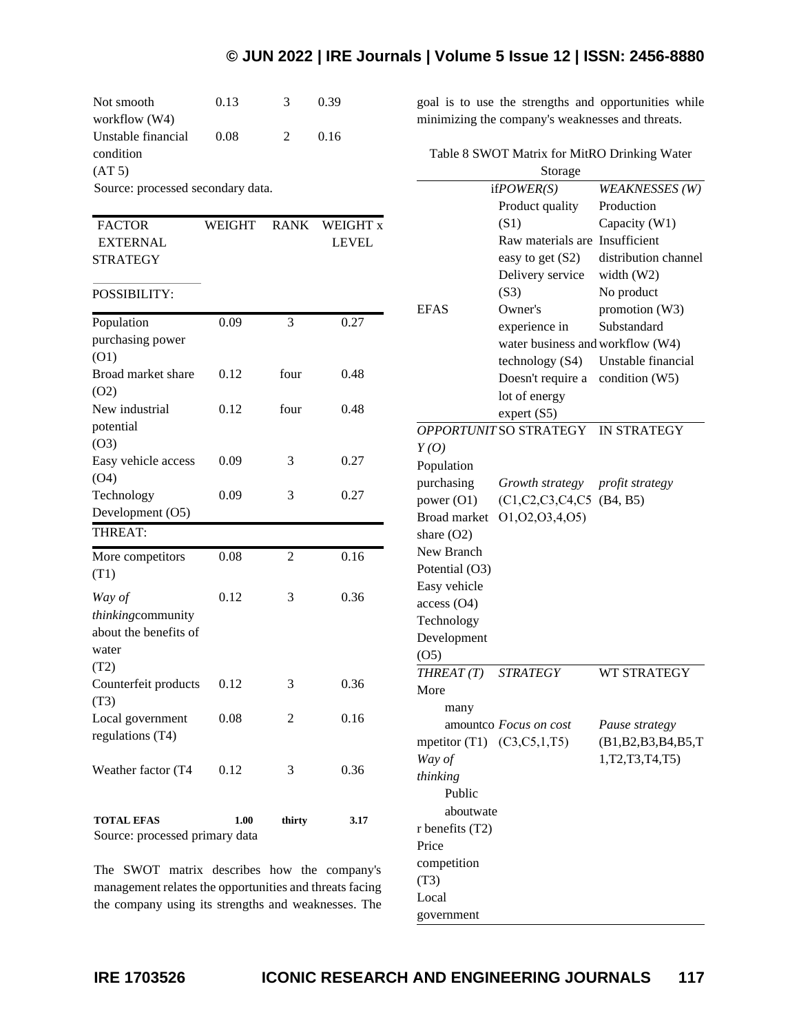| | | | |
|---|---|---|---|
| Not smooth workflow (W4) | 0.13 | 3 | 0.39 |
| Unstable financial condition (AT 5) | 0.08 | 2 | 0.16 |

Source: processed secondary data.

| FACTOR EXTERNAL STRATEGY | WEIGHT | RANK | WEIGHT x LEVEL |
|---|---|---|---|
| POSSIBILITY: | | | |
| Population purchasing power (O1) | 0.09 | 3 | 0.27 |
| Broad market share (O2) | 0.12 | four | 0.48 |
| New industrial potential (O3) | 0.12 | four | 0.48 |
| Easy vehicle access (O4) | 0.09 | 3 | 0.27 |
| Technology Development (O5) | 0.09 | 3 | 0.27 |
| THREAT: | | | |
| More competitors (T1) | 0.08 | 2 | 0.16 |
| *Way of thinking*community about the benefits of water (T2) | 0.12 | 3 | 0.36 |
| Counterfeit products (T3) | 0.12 | 3 | 0.36 |
| Local government regulations (T4) | 0.08 | 2 | 0.16 |
| Weather factor (T4 | 0.12 | 3 | 0.36 |
| **TOTAL EFAS** | **1.00** | **thirty** | **3.17** |

Source: processed primary data

The SWOT matrix describes how the company's management relates the opportunities and threats facing the company using its strengths and weaknesses. The goal is to use the strengths and opportunities while minimizing the company's weaknesses and threats.

Table 8 SWOT Matrix for MitRO Drinking Water Storage

| EFAS | if*POWER(S)* Product quality (S1) Raw materials are easy to get (S2) Delivery service (S3) Owner's experience in water business and technology (S4) Doesn't require a lot of energy expert (S5) | *WEAKNESSES (W)* Production Capacity (W1) Insufficient distribution channel width (W2) No product promotion (W3) Substandard workflow (W4) Unstable financial condition (W5) |
|---|---|---|
| *OPPORTUNITY (O)* Population purchasing power (O1) Broad market share (O2) New Branch Potential (O3) Easy vehicle access (O4) Technology Development (O5) | SO STRATEGY *Growth strategy* (C1,C2,C3,C4,C5 O1,O2,O3,4,O5) | IN STRATEGY *profit strategy* (B4, B5) |
| *THREAT (T)* More many amountcompetitor (T1) *Way of thinking* Public aboutwater benefits (T2) Price competition (T3) Local government | *STRATEGY* *Focus on cost* (C3,C5,1,T5) | WT STRATEGY *Pause strategy* (B1,B2,B3,B4,B5,T1,T2,T3,T4,T5) |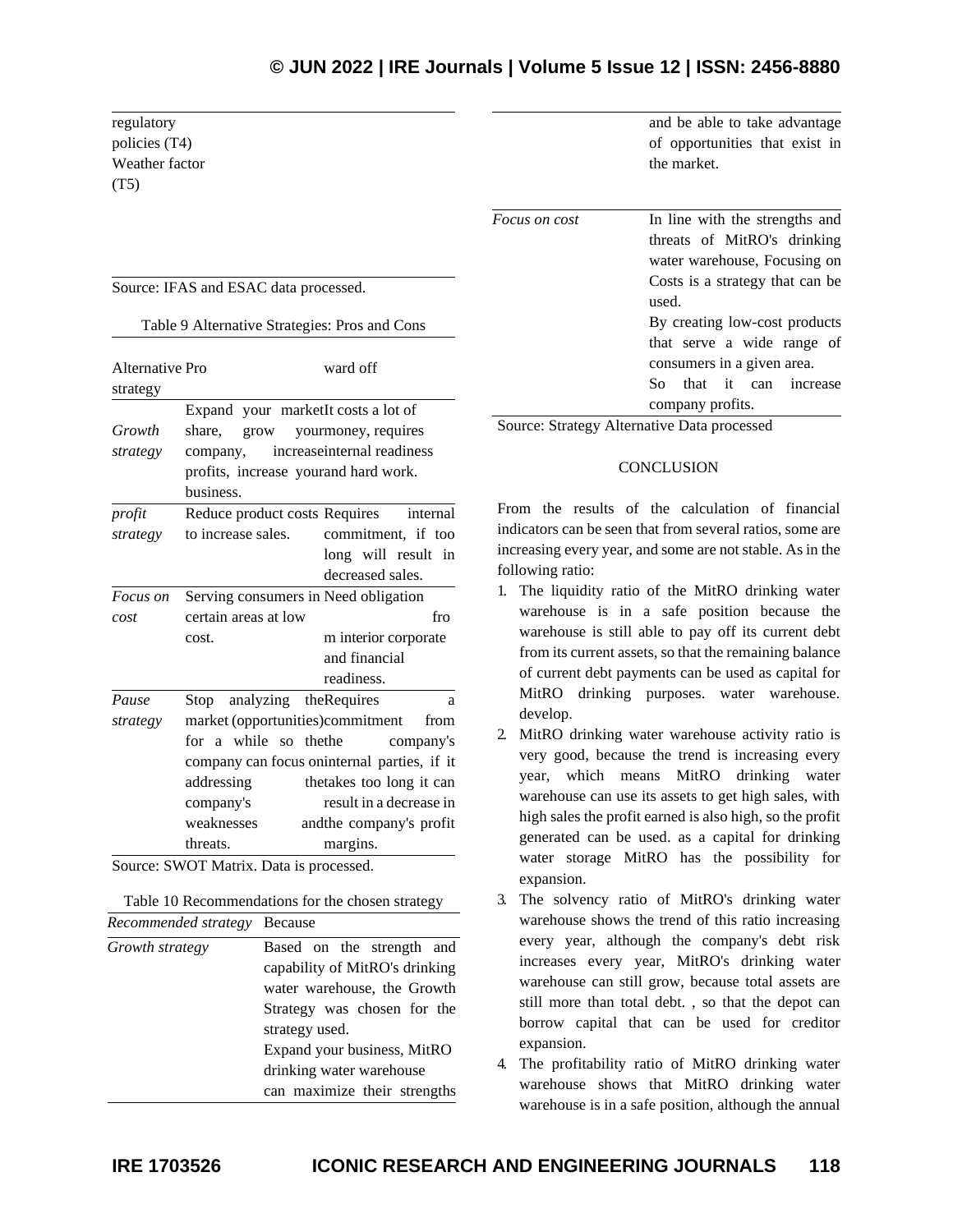| | |
|---|---|
| regulatory policies (T4) | |
| Weather factor (T5) | |

Source: IFAS and ESAC data processed.

Table 9 Alternative Strategies: Pros and Cons

| Alternative strategy | Pro | ward off |
|---|---|---|
| *Growth strategy* | Expand your market share, grow your company, increase profits, increase your business. | It costs a lot of money, requires internal readiness and hard work. |
| *profit strategy* | Reduce product costs to increase sales. | Requires internal commitment, if too long will result in decreased sales. |
| *Focus on cost* | Serving consumers in certain areas at low cost. | Need obligation from interior corporate and financial readiness. |
| *Pause strategy* | Stop analyzing the market (opportunities) for a while so the company can focus on addressing the company's weaknesses and threats. | Requires a commitment from the company's internal parties, if it takes too long it can result in a decrease in the company's profit margins. |

Source: SWOT Matrix. Data is processed.

Table 10 Recommendations for the chosen strategy

| *Recommended strategy* | Because |
|---|---|
| *Growth strategy* | Based on the strength and capability of MitRO's drinking water warehouse, the Growth Strategy was chosen for the strategy used. Expand your business, MitRO drinking water warehouse can maximize their strengths and be able to take advantage of opportunities that exist in the market. |
| *Focus on cost* | In line with the strengths and threats of MitRO's drinking water warehouse, Focusing on Costs is a strategy that can be used. By creating low-cost products that serve a wide range of consumers in a given area. So that it can increase company profits. |

Source: Strategy Alternative Data processed

## CONCLUSION

From the results of the calculation of financial indicators can be seen that from several ratios, some are increasing every year, and some are not stable. As in the following ratio:

1. The liquidity ratio of the MitRO drinking water warehouse is in a safe position because the warehouse is still able to pay off its current debt from its current assets, so that the remaining balance of current debt payments can be used as capital for MitRO drinking purposes. water warehouse. develop.
2. MitRO drinking water warehouse activity ratio is very good, because the trend is increasing every year, which means MitRO drinking water warehouse can use its assets to get high sales, with high sales the profit earned is also high, so the profit generated can be used. as a capital for drinking water storage MitRO has the possibility for expansion.
3. The solvency ratio of MitRO's drinking water warehouse shows the trend of this ratio increasing every year, although the company's debt risk increases every year, MitRO's drinking water warehouse can still grow, because total assets are still more than total debt. , so that the depot can borrow capital that can be used for creditor expansion.
4. The profitability ratio of MitRO drinking water warehouse shows that MitRO drinking water warehouse is in a safe position, although the annual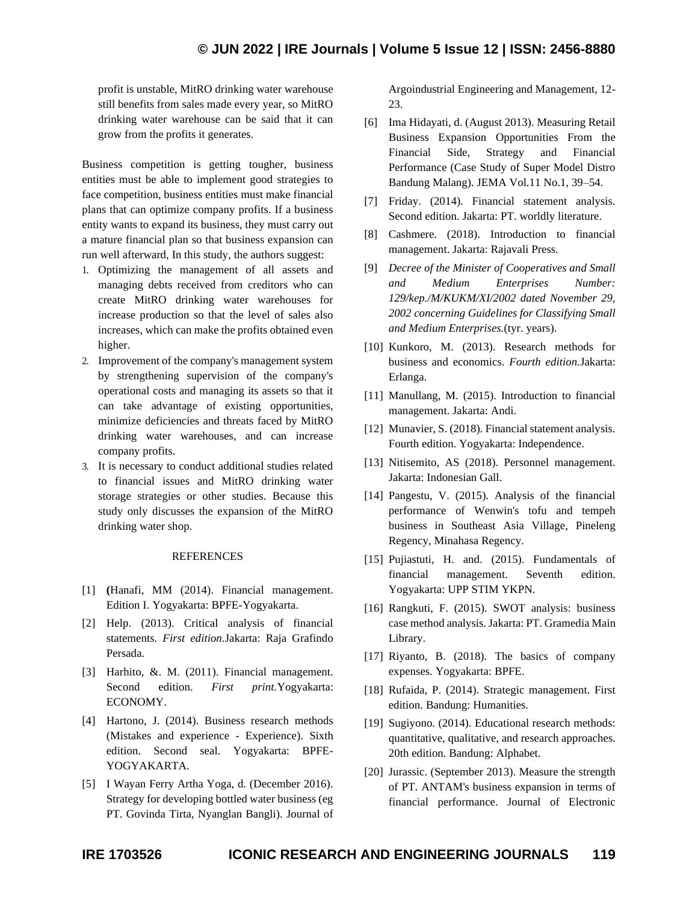profit is unstable, MitRO drinking water warehouse still benefits from sales made every year, so MitRO drinking water warehouse can be said that it can grow from the profits it generates.

Business competition is getting tougher, business entities must be able to implement good strategies to face competition, business entities must make financial plans that can optimize company profits. If a business entity wants to expand its business, they must carry out a mature financial plan so that business expansion can run well afterward, In this study, the authors suggest:

1. Optimizing the management of all assets and managing debts received from creditors who can create MitRO drinking water warehouses for increase production so that the level of sales also increases, which can make the profits obtained even higher.
2. Improvement of the company's management system by strengthening supervision of the company's operational costs and managing its assets so that it can take advantage of existing opportunities, minimize deficiencies and threats faced by MitRO drinking water warehouses, and can increase company profits.
3. It is necessary to conduct additional studies related to financial issues and MitRO drinking water storage strategies or other studies. Because this study only discusses the expansion of the MitRO drinking water shop.

## REFERENCES

[1] (Hanafi, MM (2014). Financial management. Edition I. Yogyakarta: BPFE-Yogyakarta.

[2] Help. (2013). Critical analysis of financial statements. *First edition*.Jakarta: Raja Grafindo Persada.

[3] Harhito, &. M. (2011). Financial management. Second edition. *First print.*Yogyakarta: ECONOMY.

[4] Hartono, J. (2014). Business research methods (Mistakes and experience - Experience). Sixth edition. Second seal. Yogyakarta: BPFE-YOGYAKARTA.

[5] I Wayan Ferry Artha Yoga, d. (December 2016). Strategy for developing bottled water business (eg PT. Govinda Tirta, Nyanglan Bangli). Journal of Argoindustrial Engineering and Management, 12-23.

[6] Ima Hidayati, d. (August 2013). Measuring Retail Business Expansion Opportunities From the Financial Side, Strategy and Financial Performance (Case Study of Super Model Distro Bandung Malang). JEMA Vol.11 No.1, 39–54.

[7] Friday. (2014). Financial statement analysis. Second edition. Jakarta: PT. worldly literature.

[8] Cashmere. (2018). Introduction to financial management. Jakarta: Rajavali Press.

[9] *Decree of the Minister of Cooperatives and Small and Medium Enterprises Number: 129/kep./M/KUKM/XI/2002 dated November 29, 2002 concerning Guidelines for Classifying Small and Medium Enterprises.*(tyr. years).

[10] Kunkoro, M. (2013). Research methods for business and economics. *Fourth edition.*Jakarta: Erlanga.

[11] Manullang, M. (2015). Introduction to financial management. Jakarta: Andi.

[12] Munavier, S. (2018). Financial statement analysis. Fourth edition. Yogyakarta: Independence.

[13] Nitisemito, AS (2018). Personnel management. Jakarta: Indonesian Gall.

[14] Pangestu, V. (2015). Analysis of the financial performance of Wenwin's tofu and tempeh business in Southeast Asia Village, Pineleng Regency, Minahasa Regency.

[15] Pujiastuti, H. and. (2015). Fundamentals of financial management. Seventh edition. Yogyakarta: UPP STIM YKPN.

[16] Rangkuti, F. (2015). SWOT analysis: business case method analysis. Jakarta: PT. Gramedia Main Library.

[17] Riyanto, B. (2018). The basics of company expenses. Yogyakarta: BPFE.

[18] Rufaida, P. (2014). Strategic management. First edition. Bandung: Humanities.

[19] Sugiyono. (2014). Educational research methods: quantitative, qualitative, and research approaches. 20th edition. Bandung: Alphabet.

[20] Jurassic. (September 2013). Measure the strength of PT. ANTAM's business expansion in terms of financial performance. Journal of Electronic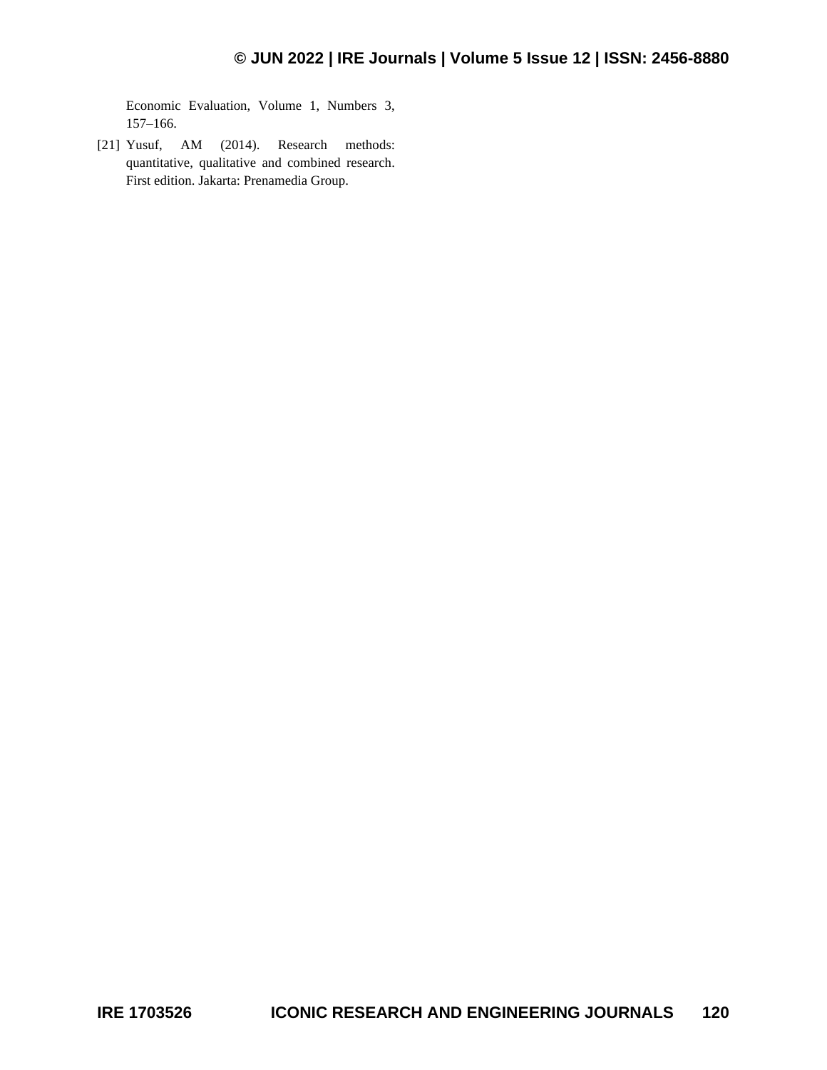Economic Evaluation, Volume 1, Numbers 3, 157–166.

[21] Yusuf, AM (2014). Research methods: quantitative, qualitative and combined research. First edition. Jakarta: Prenamedia Group.